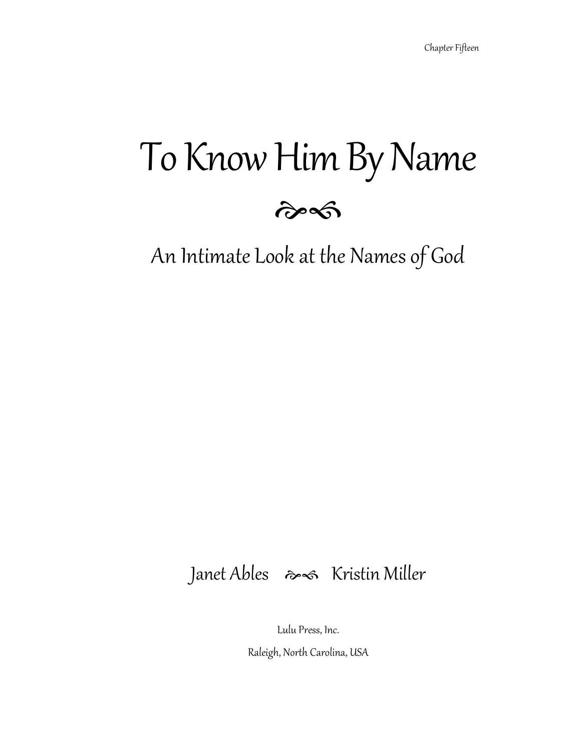# To Know Him By Name

## An Intimate Look at the Names of God

Janet Ables  Kristin Miller

Lulu Press, Inc.

Raleigh, North Carolina, USA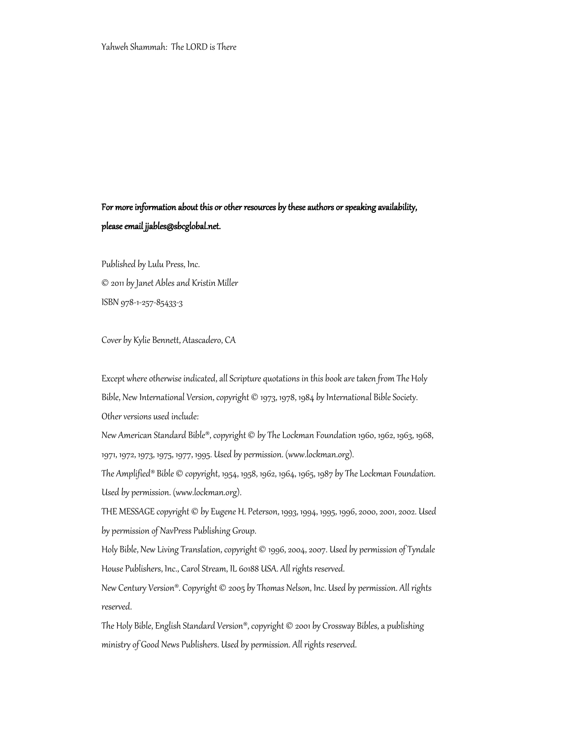Yahweh Shammah: The LORD is There

**For more information about this or other resources by these authors or speaking availability, please email jjables@sbcglobal.net.**

Published by Lulu Press, Inc.

© 2011 by Janet Ables and Kristin Miller

ISBN 978-1-257-85433-3

Cover by Kylie Bennett, Atascadero, CA

Except where otherwise indicated, all Scripture quotations in this book are taken from The Holy Bible, New International Version, copyright © 1973, 1978, 1984 by International Bible Society.

Other versions used include:

New American Standard Bible®, copyright © by The Lockman Foundation 1960, 1962, 1963, 1968, 1971, 1972, 1973, 1975, 1977, 1995. Used by permission. (www.lockman.org).

The Amplified® Bible © copyright, 1954, 1958, 1962, 1964, 1965, 1987 by The Lockman Foundation. Used by permission. (www.lockman.org).

THE MESSAGE copyright © by Eugene H. Peterson, 1993, 1994, 1995, 1996, 2000, 2001, 2002. Used by permission of NavPress Publishing Group.

Holy Bible, New Living Translation, copyright © 1996, 2004, 2007. Used by permission of Tyndale House Publishers, Inc., Carol Stream, IL 60188 USA. All rights reserved.

New Century Version®. Copyright © 2005 by Thomas Nelson, Inc. Used by permission. All rights reserved.

The Holy Bible, English Standard Version®, copyright © 2001 by Crossway Bibles, a publishing ministry of Good News Publishers. Used by permission. All rights reserved.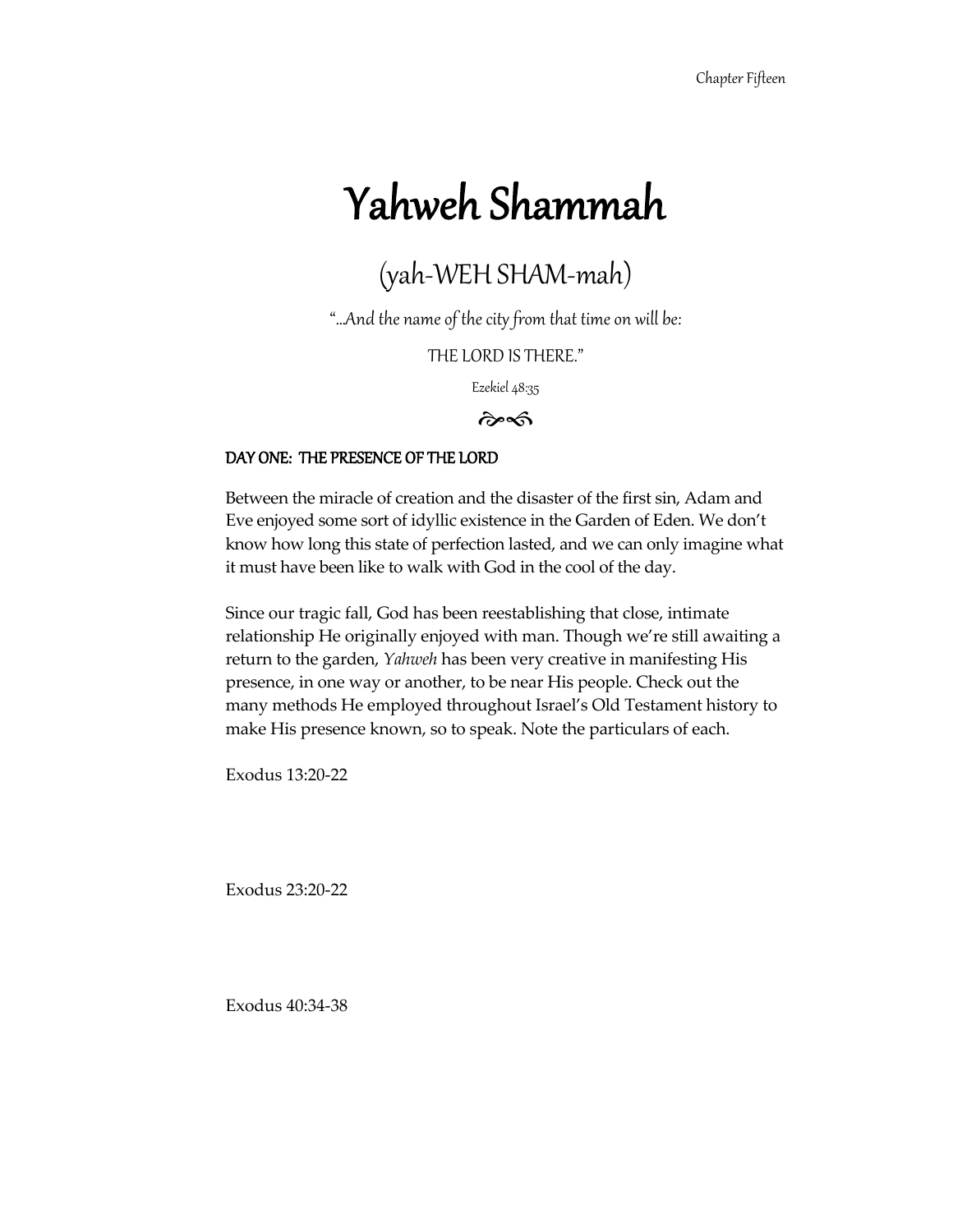# Yahweh Shammah

## (yah-WEH SHAM-mah)

"...And the name of the city from that time on will be:

THE LORD IS THERE."

Ezekiel 48:35

### DAY ONE: THE PRESENCE OF THE LORD

Between the miracle of creation and the disaster of the first sin, Adam and Eve enjoyed some sort of idyllic existence in the Garden of Eden. We don't know how long this state of perfection lasted, and we can only imagine what it must have been like to walk with God in the cool of the day.

Since our tragic fall, God has been reestablishing that close, intimate relationship He originally enjoyed with man. Though we're still awaiting a return to the garden, *Yahweh* has been very creative in manifesting His presence, in one way or another, to be near His people. Check out the many methods He employed throughout Israel's Old Testament history to make His presence known, so to speak. Note the particulars of each.

Exodus 13:20-22

Exodus 23:20-22

Exodus 40:34-38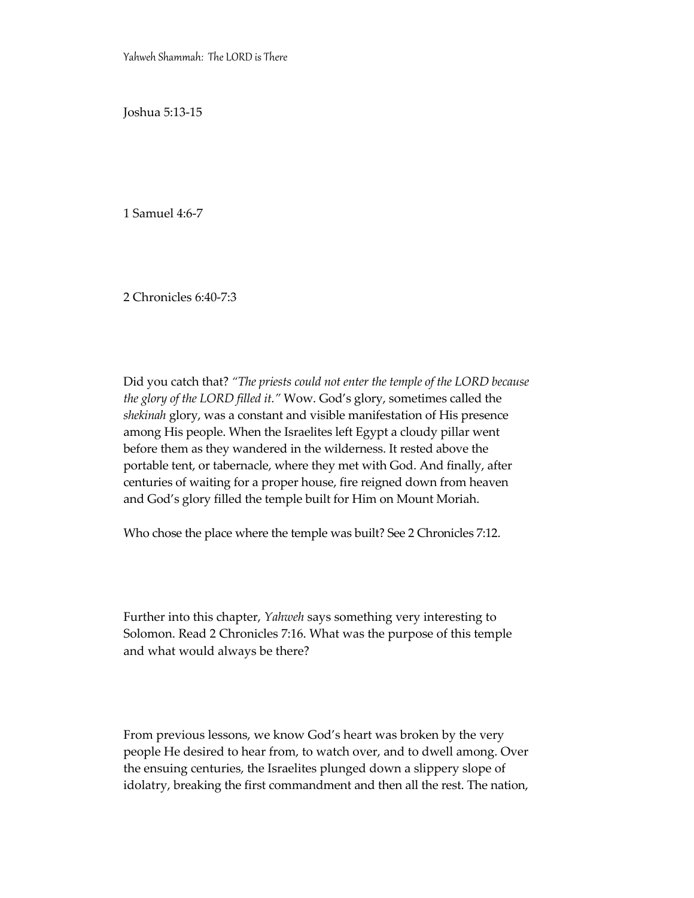Joshua 5:13-15

1 Samuel 4:6-7

2 Chronicles 6:40-7:3

Did you catch that? *"The priests could not enter the temple of the LORD because the glory of the LORD filled it."* Wow. God's glory, sometimes called the *shekinah* glory, was a constant and visible manifestation of His presence among His people. When the Israelites left Egypt a cloudy pillar went before them as they wandered in the wilderness. It rested above the portable tent, or tabernacle, where they met with God. And finally, after centuries of waiting for a proper house, fire reigned down from heaven and God's glory filled the temple built for Him on Mount Moriah.

Who chose the place where the temple was built? See 2 Chronicles 7:12.

Further into this chapter, *Yahweh* says something very interesting to Solomon. Read 2 Chronicles 7:16. What was the purpose of this temple and what would always be there?

From previous lessons, we know God's heart was broken by the very people He desired to hear from, to watch over, and to dwell among. Over the ensuing centuries, the Israelites plunged down a slippery slope of idolatry, breaking the first commandment and then all the rest. The nation,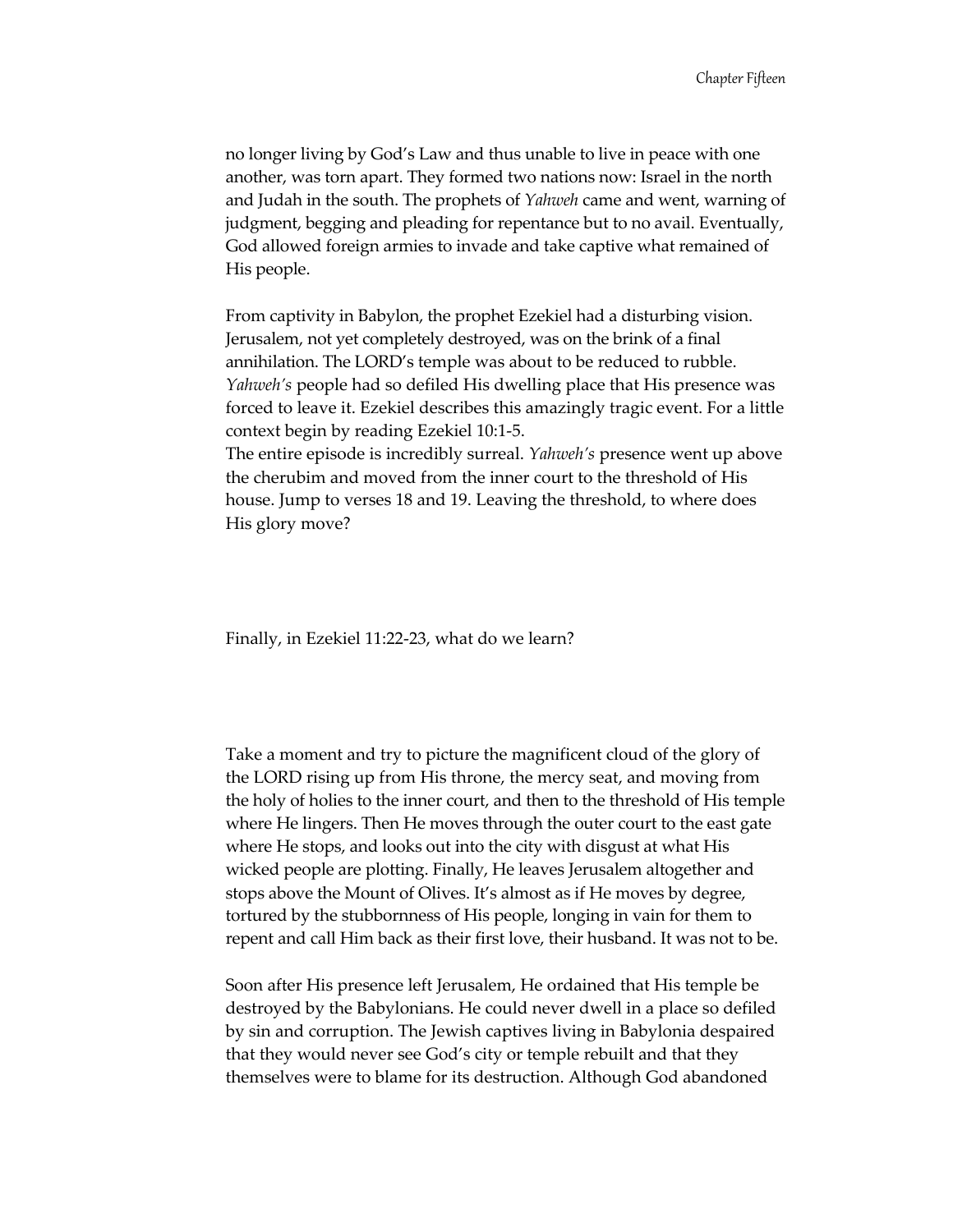no longer living by God's Law and thus unable to live in peace with one another, was torn apart. They formed two nations now: Israel in the north and Judah in the south. The prophets of *Yahweh* came and went, warning of judgment, begging and pleading for repentance but to no avail. Eventually, God allowed foreign armies to invade and take captive what remained of His people.

From captivity in Babylon, the prophet Ezekiel had a disturbing vision. Jerusalem, not yet completely destroyed, was on the brink of a final annihilation. The LORD's temple was about to be reduced to rubble. *Yahweh's* people had so defiled His dwelling place that His presence was forced to leave it. Ezekiel describes this amazingly tragic event. For a little context begin by reading Ezekiel 10:1-5.

The entire episode is incredibly surreal. *Yahweh's* presence went up above the cherubim and moved from the inner court to the threshold of His house. Jump to verses 18 and 19. Leaving the threshold, to where does His glory move?

Finally, in Ezekiel 11:22-23, what do we learn?

Take a moment and try to picture the magnificent cloud of the glory of the LORD rising up from His throne, the mercy seat, and moving from the holy of holies to the inner court, and then to the threshold of His temple where He lingers. Then He moves through the outer court to the east gate where He stops, and looks out into the city with disgust at what His wicked people are plotting. Finally, He leaves Jerusalem altogether and stops above the Mount of Olives. It's almost as if He moves by degree, tortured by the stubbornness of His people, longing in vain for them to repent and call Him back as their first love, their husband. It was not to be.

Soon after His presence left Jerusalem, He ordained that His temple be destroyed by the Babylonians. He could never dwell in a place so defiled by sin and corruption. The Jewish captives living in Babylonia despaired that they would never see God's city or temple rebuilt and that they themselves were to blame for its destruction. Although God abandoned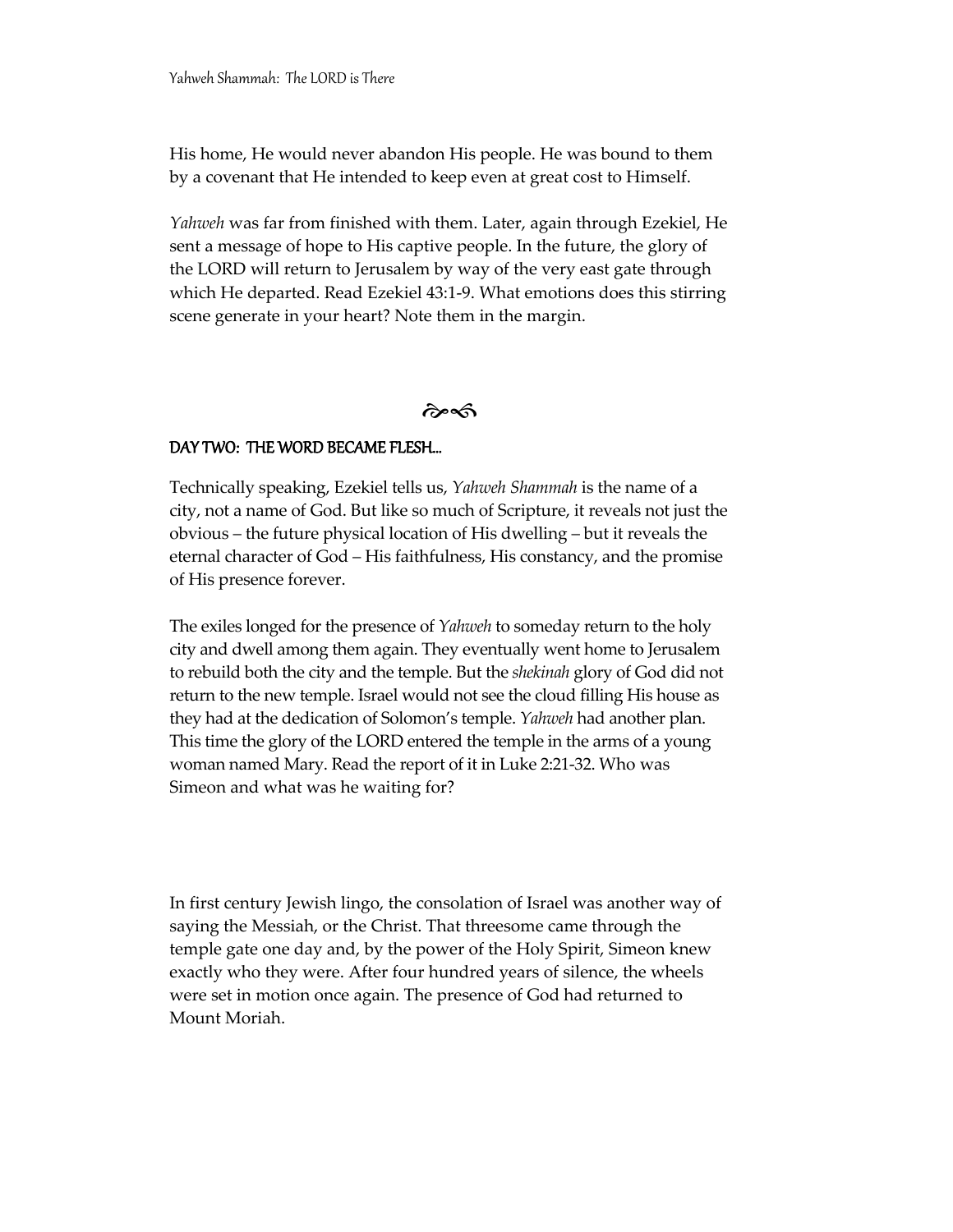His home, He would never abandon His people. He was bound to them by a covenant that He intended to keep even at great cost to Himself.

*Yahweh* was far from finished with them. Later, again through Ezekiel, He sent a message of hope to His captive people. In the future, the glory of the LORD will return to Jerusalem by way of the very east gate through which He departed. Read Ezekiel 43:1-9. What emotions does this stirring scene generate in your heart? Note them in the margin.

❧☙

## DAY TWO: THE WORD BECAME FLESH…

Technically speaking, Ezekiel tells us, *Yahweh Shammah* is the name of a city, not a name of God. But like so much of Scripture, it reveals not just the obvious – the future physical location of His dwelling – but it reveals the eternal character of God – His faithfulness, His constancy, and the promise of His presence forever.

The exiles longed for the presence of *Yahweh* to someday return to the holy city and dwell among them again. They eventually went home to Jerusalem to rebuild both the city and the temple. But the *shekinah* glory of God did not return to the new temple. Israel would not see the cloud filling His house as they had at the dedication of Solomon's temple. *Yahweh* had another plan. This time the glory of the LORD entered the temple in the arms of a young woman named Mary. Read the report of it in Luke 2:21-32. Who was Simeon and what was he waiting for?

In first century Jewish lingo, the consolation of Israel was another way of saying the Messiah, or the Christ. That threesome came through the temple gate one day and, by the power of the Holy Spirit, Simeon knew exactly who they were. After four hundred years of silence, the wheels were set in motion once again. The presence of God had returned to Mount Moriah.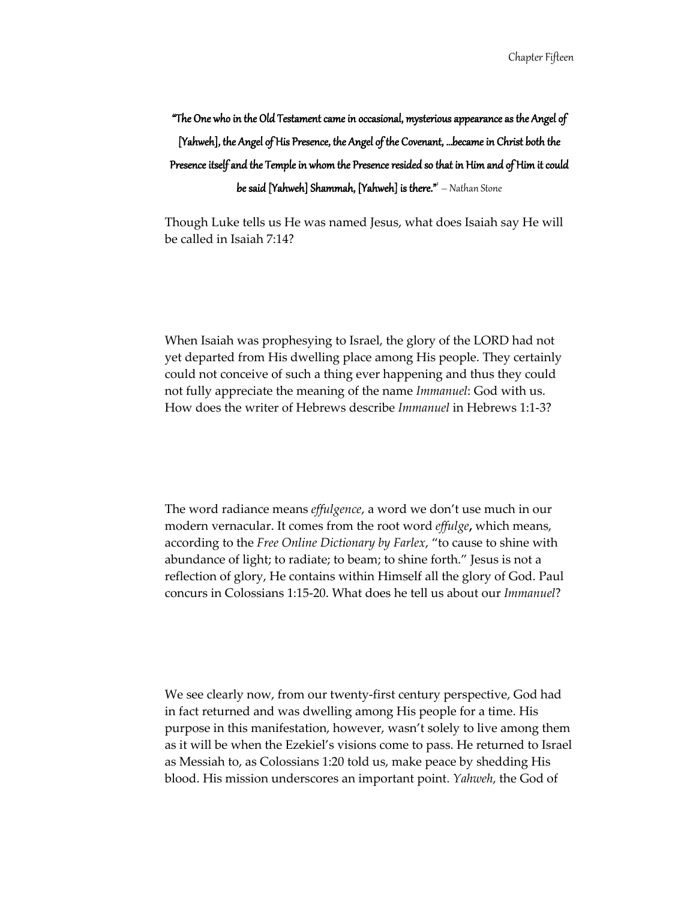**"The One who in the Old Testament came in occasional, mysterious appearance as the Angel of [Yahweh], the Angel of His Presence, the Angel of the Covenant, …became in Christ both the Presence itself and the Temple in whom the Presence resided so that in Him and of Him it could be said [Yahweh] Shammah, [Yahweh] is there."**[1] – Nathan Stone

Though Luke tells us He was named Jesus, what does Isaiah say He will be called in Isaiah 7:14?

When Isaiah was prophesying to Israel, the glory of the LORD had not yet departed from His dwelling place among His people. They certainly could not conceive of such a thing ever happening and thus they could not fully appreciate the meaning of the name *Immanuel*: God with us. How does the writer of Hebrews describe *Immanuel* in Hebrews 1:1-3?

The word radiance means *effulgence*, a word we don't use much in our modern vernacular. It comes from the root word *effulge***,** which means, according to the *Free Online Dictionary by Farlex*, "to cause to shine with abundance of light; to radiate; to beam; to shine forth." Jesus is not a reflection of glory, He contains within Himself all the glory of God. Paul concurs in Colossians 1:15-20. What does he tell us about our *Immanuel*?

We see clearly now, from our twenty-first century perspective, God had in fact returned and was dwelling among His people for a time. His purpose in this manifestation, however, wasn't solely to live among them as it will be when the Ezekiel's visions come to pass. He returned to Israel as Messiah to, as Colossians 1:20 told us, make peace by shedding His blood. His mission underscores an important point. *Yahweh*, the God of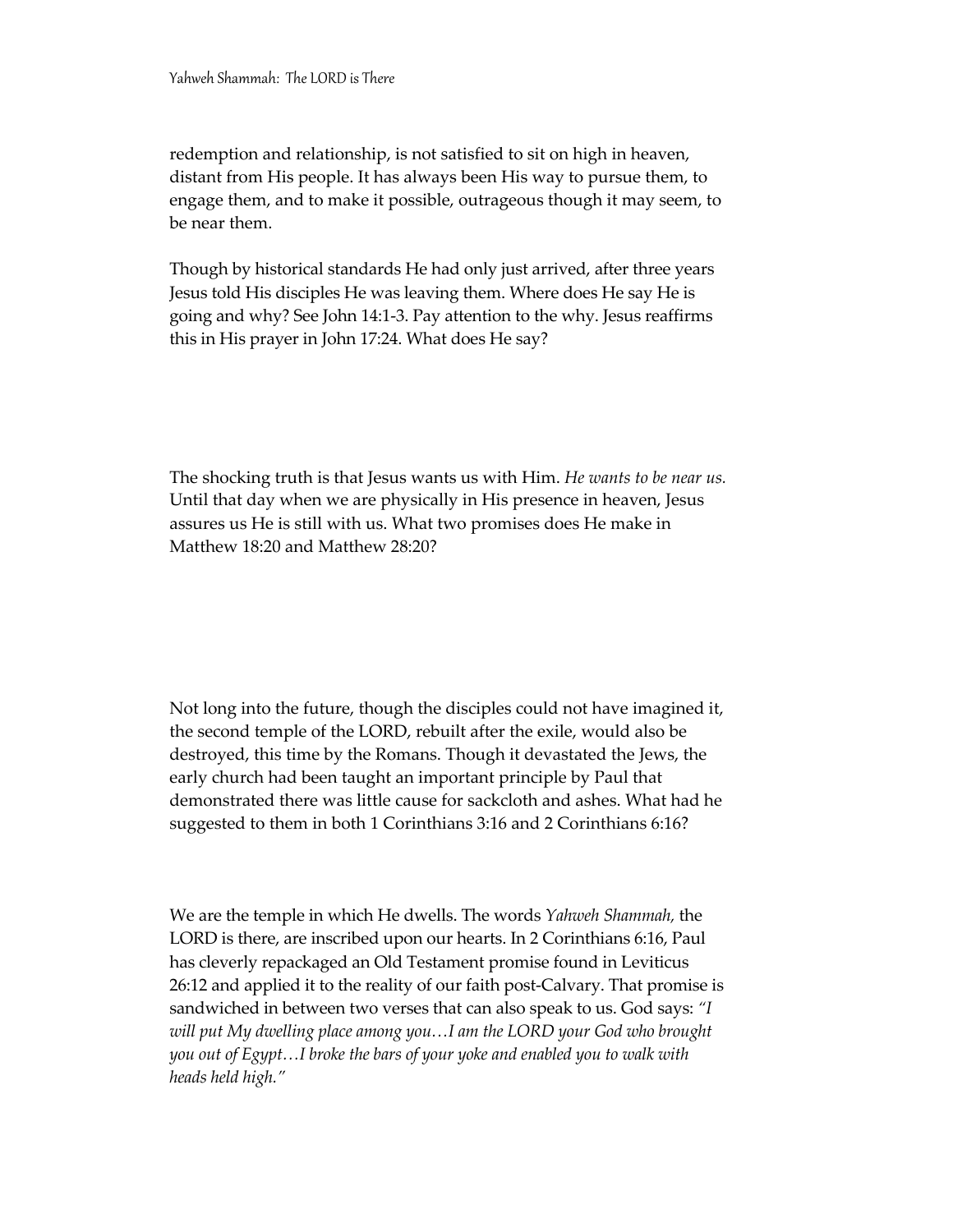redemption and relationship, is not satisfied to sit on high in heaven, distant from His people. It has always been His way to pursue them, to engage them, and to make it possible, outrageous though it may seem, to be near them.

Though by historical standards He had only just arrived, after three years Jesus told His disciples He was leaving them. Where does He say He is going and why? See John 14:1-3. Pay attention to the why. Jesus reaffirms this in His prayer in John 17:24. What does He say?

The shocking truth is that Jesus wants us with Him. *He wants to be near us.* Until that day when we are physically in His presence in heaven, Jesus assures us He is still with us. What two promises does He make in Matthew 18:20 and Matthew 28:20?

Not long into the future, though the disciples could not have imagined it, the second temple of the LORD, rebuilt after the exile, would also be destroyed, this time by the Romans. Though it devastated the Jews, the early church had been taught an important principle by Paul that demonstrated there was little cause for sackcloth and ashes. What had he suggested to them in both 1 Corinthians 3:16 and 2 Corinthians 6:16?

We are the temple in which He dwells. The words *Yahweh Shammah,* the LORD is there, are inscribed upon our hearts. In 2 Corinthians 6:16, Paul has cleverly repackaged an Old Testament promise found in Leviticus 26:12 and applied it to the reality of our faith post-Calvary. That promise is sandwiched in between two verses that can also speak to us. God says: *"I will put My dwelling place among you…I am the LORD your God who brought you out of Egypt…I broke the bars of your yoke and enabled you to walk with heads held high."*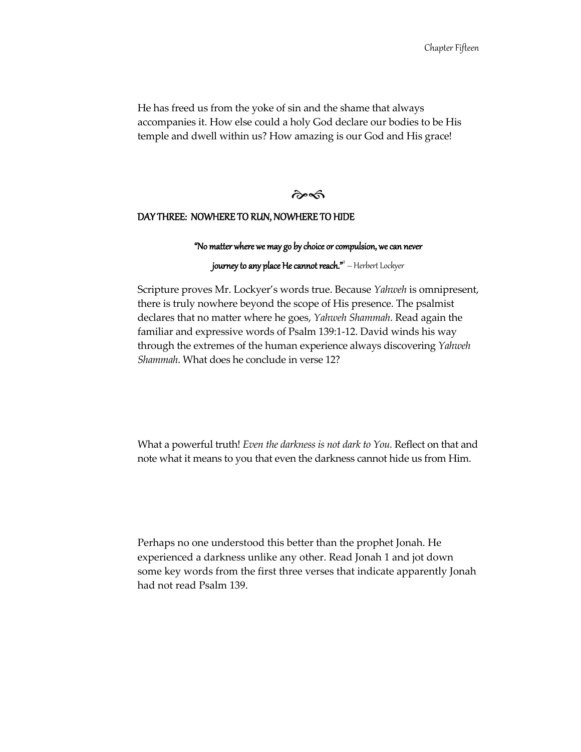He has freed us from the yoke of sin and the shame that always accompanies it. How else could a holy God declare our bodies to be His temple and dwell within us? How amazing is our God and His grace!

ಹ಼

## DAY THREE: NOWHERE TO RUN, NOWHERE TO HIDE

> **"No matter where we may go by choice or compulsion, we can never journey to any place He cannot reach."**[2] – Herbert Lockyer

Scripture proves Mr. Lockyer's words true. Because *Yahweh* is omnipresent, there is truly nowhere beyond the scope of His presence. The psalmist declares that no matter where he goes, *Yahweh Shammah*. Read again the familiar and expressive words of Psalm 139:1-12. David winds his way through the extremes of the human experience always discovering *Yahweh Shammah*. What does he conclude in verse 12?

What a powerful truth! *Even the darkness is not dark to You.* Reflect on that and note what it means to you that even the darkness cannot hide us from Him.

Perhaps no one understood this better than the prophet Jonah. He experienced a darkness unlike any other. Read Jonah 1 and jot down some key words from the first three verses that indicate apparently Jonah had not read Psalm 139.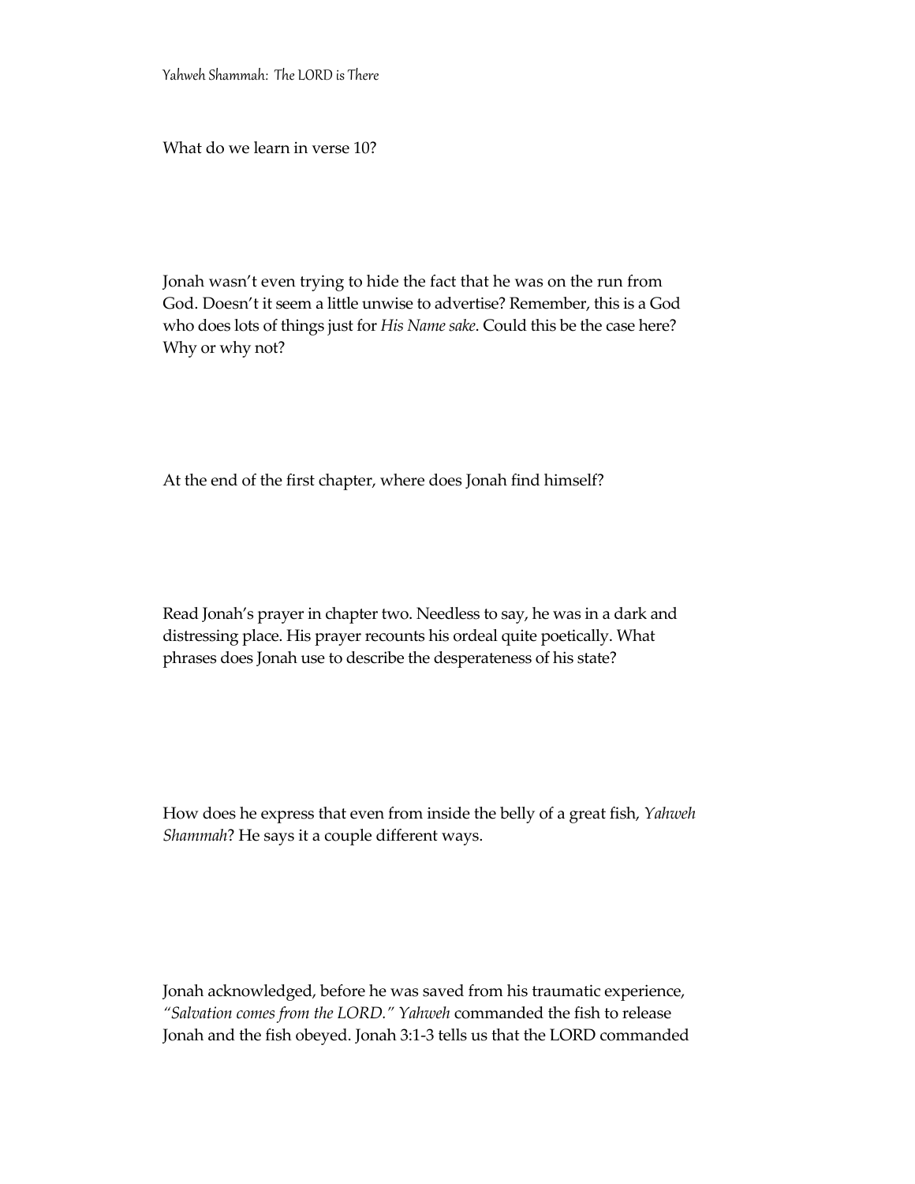What do we learn in verse 10?

Jonah wasn't even trying to hide the fact that he was on the run from God. Doesn't it seem a little unwise to advertise? Remember, this is a God who does lots of things just for *His Name sake*. Could this be the case here? Why or why not?

At the end of the first chapter, where does Jonah find himself?

Read Jonah's prayer in chapter two. Needless to say, he was in a dark and distressing place. His prayer recounts his ordeal quite poetically. What phrases does Jonah use to describe the desperateness of his state?

How does he express that even from inside the belly of a great fish, *Yahweh Shammah*? He says it a couple different ways.

Jonah acknowledged, before he was saved from his traumatic experience, *"Salvation comes from the LORD." Yahweh* commanded the fish to release Jonah and the fish obeyed. Jonah 3:1-3 tells us that the LORD commanded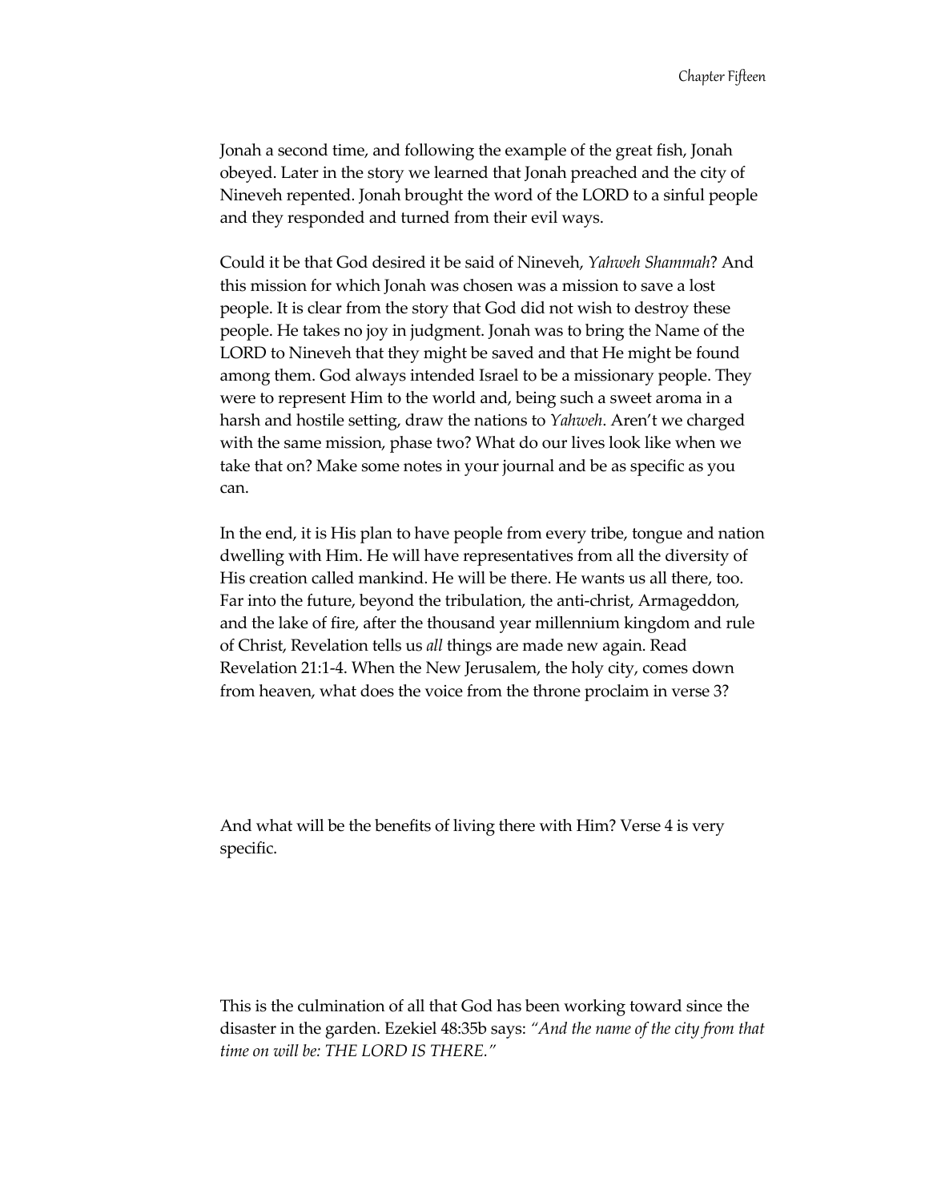Jonah a second time, and following the example of the great fish, Jonah obeyed. Later in the story we learned that Jonah preached and the city of Nineveh repented. Jonah brought the word of the LORD to a sinful people and they responded and turned from their evil ways.

Could it be that God desired it be said of Nineveh, *Yahweh Shammah*? And this mission for which Jonah was chosen was a mission to save a lost people. It is clear from the story that God did not wish to destroy these people. He takes no joy in judgment. Jonah was to bring the Name of the LORD to Nineveh that they might be saved and that He might be found among them. God always intended Israel to be a missionary people. They were to represent Him to the world and, being such a sweet aroma in a harsh and hostile setting, draw the nations to *Yahweh*. Aren't we charged with the same mission, phase two? What do our lives look like when we take that on? Make some notes in your journal and be as specific as you can.

In the end, it is His plan to have people from every tribe, tongue and nation dwelling with Him. He will have representatives from all the diversity of His creation called mankind. He will be there. He wants us all there, too. Far into the future, beyond the tribulation, the anti-christ, Armageddon, and the lake of fire, after the thousand year millennium kingdom and rule of Christ, Revelation tells us *all* things are made new again. Read Revelation 21:1-4. When the New Jerusalem, the holy city, comes down from heaven, what does the voice from the throne proclaim in verse 3?

And what will be the benefits of living there with Him? Verse 4 is very specific.

This is the culmination of all that God has been working toward since the disaster in the garden. Ezekiel 48:35b says: *"And the name of the city from that time on will be: THE LORD IS THERE."*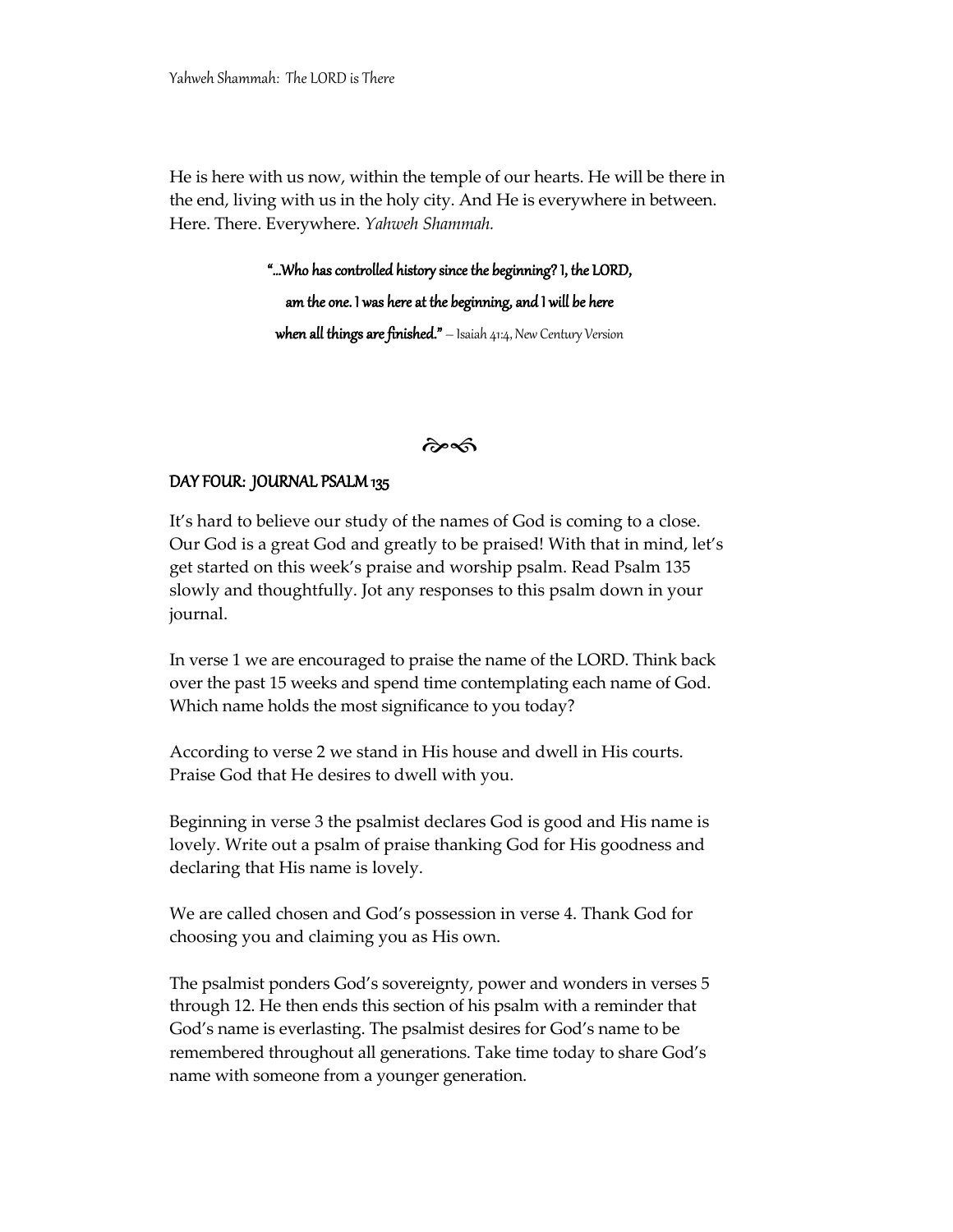He is here with us now, within the temple of our hearts. He will be there in the end, living with us in the holy city. And He is everywhere in between. Here. There. Everywhere. *Yahweh Shammah.*

> **"…Who has controlled history since the beginning? I, the LORD, am the one. I was here at the beginning, and I will be here when all things are finished."** – Isaiah 41:4, New Century Version

☙❧

## DAY FOUR: JOURNAL PSALM 135

It's hard to believe our study of the names of God is coming to a close. Our God is a great God and greatly to be praised! With that in mind, let's get started on this week's praise and worship psalm. Read Psalm 135 slowly and thoughtfully. Jot any responses to this psalm down in your journal.

In verse 1 we are encouraged to praise the name of the LORD. Think back over the past 15 weeks and spend time contemplating each name of God. Which name holds the most significance to you today?

According to verse 2 we stand in His house and dwell in His courts. Praise God that He desires to dwell with you.

Beginning in verse 3 the psalmist declares God is good and His name is lovely. Write out a psalm of praise thanking God for His goodness and declaring that His name is lovely.

We are called chosen and God's possession in verse 4. Thank God for choosing you and claiming you as His own.

The psalmist ponders God's sovereignty, power and wonders in verses 5 through 12. He then ends this section of his psalm with a reminder that God's name is everlasting. The psalmist desires for God's name to be remembered throughout all generations. Take time today to share God's name with someone from a younger generation.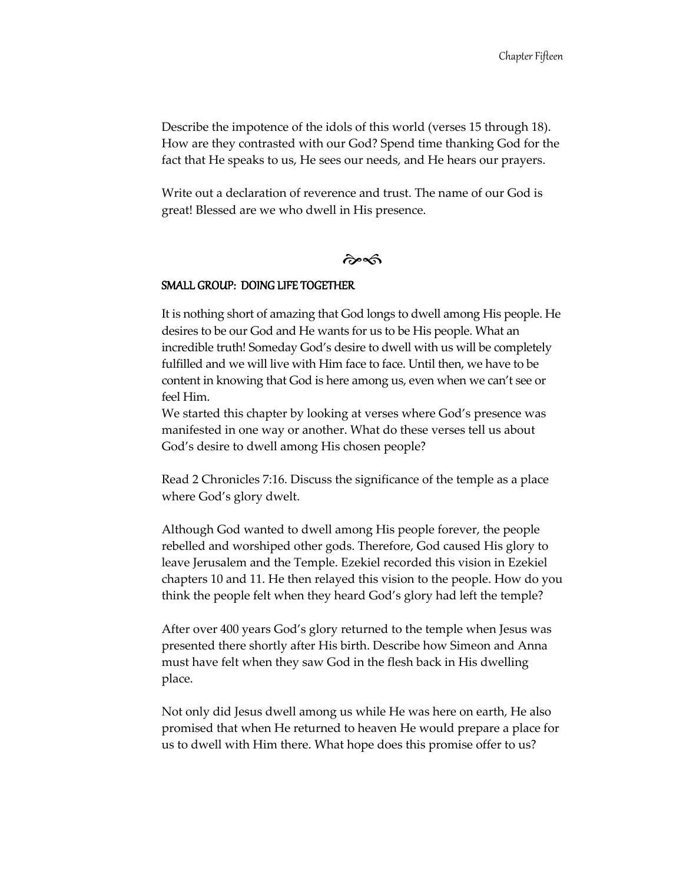Describe the impotence of the idols of this world (verses 15 through 18). How are they contrasted with our God? Spend time thanking God for the fact that He speaks to us, He sees our needs, and He hears our prayers.

Write out a declaration of reverence and trust. The name of our God is great! Blessed are we who dwell in His presence.

## SMALL GROUP: DOING LIFE TOGETHER

It is nothing short of amazing that God longs to dwell among His people. He desires to be our God and He wants for us to be His people. What an incredible truth! Someday God's desire to dwell with us will be completely fulfilled and we will live with Him face to face. Until then, we have to be content in knowing that God is here among us, even when we can't see or feel Him.

We started this chapter by looking at verses where God's presence was manifested in one way or another. What do these verses tell us about God's desire to dwell among His chosen people?

Read 2 Chronicles 7:16. Discuss the significance of the temple as a place where God's glory dwelt.

Although God wanted to dwell among His people forever, the people rebelled and worshiped other gods. Therefore, God caused His glory to leave Jerusalem and the Temple. Ezekiel recorded this vision in Ezekiel chapters 10 and 11. He then relayed this vision to the people. How do you think the people felt when they heard God's glory had left the temple?

After over 400 years God's glory returned to the temple when Jesus was presented there shortly after His birth. Describe how Simeon and Anna must have felt when they saw God in the flesh back in His dwelling place.

Not only did Jesus dwell among us while He was here on earth, He also promised that when He returned to heaven He would prepare a place for us to dwell with Him there. What hope does this promise offer to us?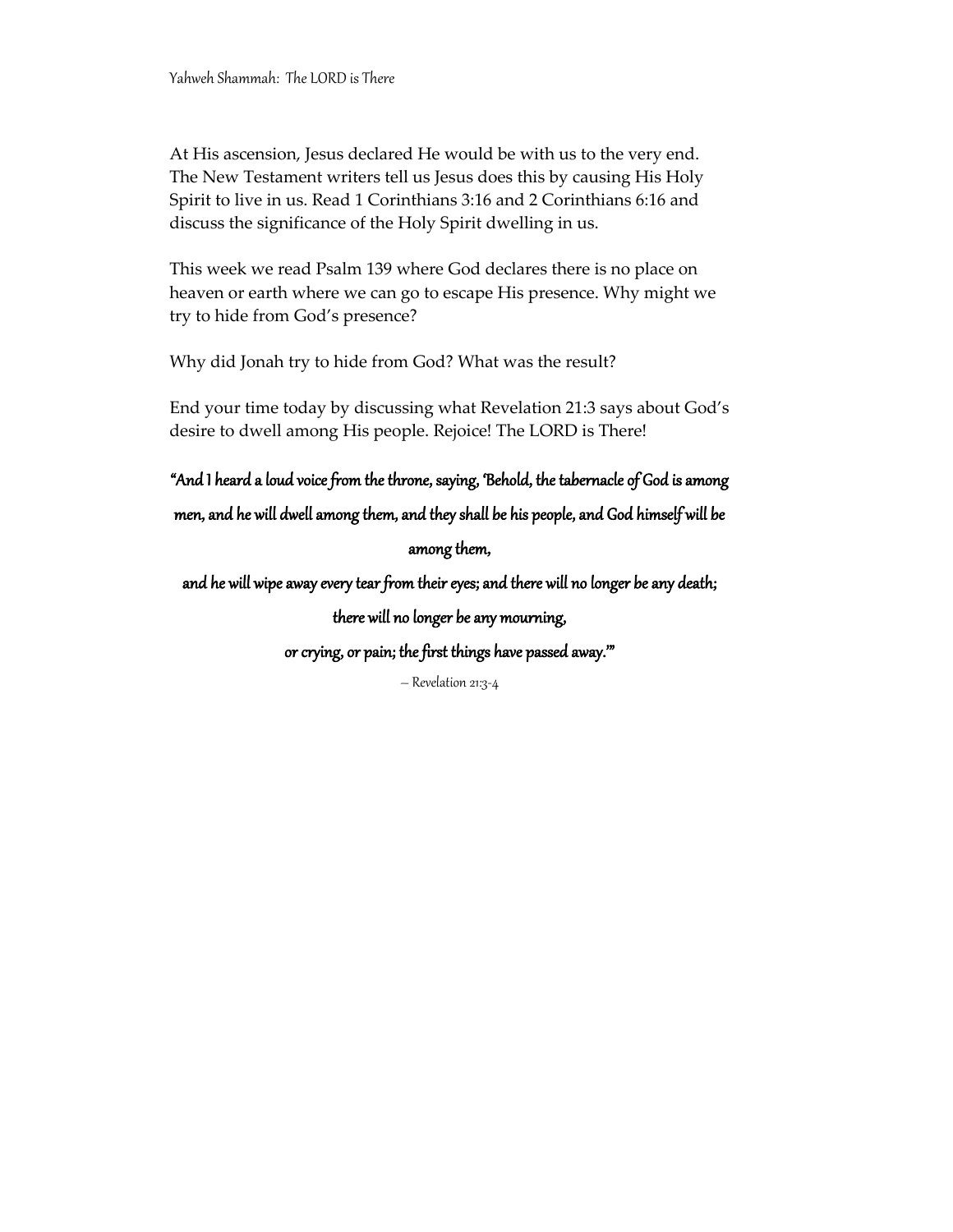At His ascension, Jesus declared He would be with us to the very end. The New Testament writers tell us Jesus does this by causing His Holy Spirit to live in us. Read 1 Corinthians 3:16 and 2 Corinthians 6:16 and discuss the significance of the Holy Spirit dwelling in us.

This week we read Psalm 139 where God declares there is no place on heaven or earth where we can go to escape His presence. Why might we try to hide from God's presence?

Why did Jonah try to hide from God? What was the result?

End your time today by discussing what Revelation 21:3 says about God's desire to dwell among His people. Rejoice! The LORD is There!

**"And I heard a loud voice from the throne, saying, 'Behold, the tabernacle of God is among men, and he will dwell among them, and they shall be his people, and God himself will be among them,**

**and he will wipe away every tear from their eyes; and there will no longer be any death; there will no longer be any mourning,**

**or crying, or pain; the first things have passed away.'"**

– Revelation 21:3-4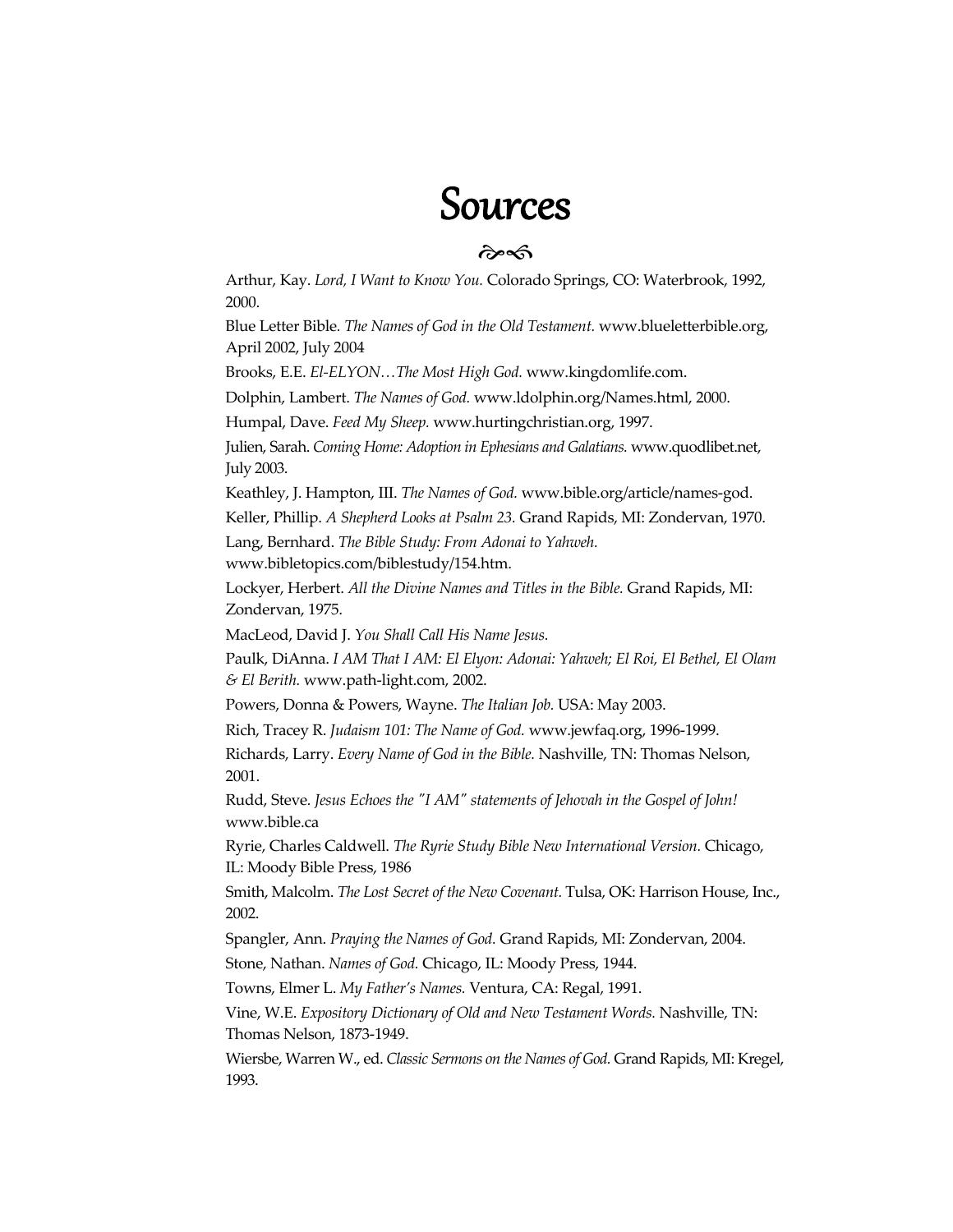# Sources

Arthur, Kay. *Lord, I Want to Know You.* Colorado Springs, CO: Waterbrook, 1992, 2000.

Blue Letter Bible. *The Names of God in the Old Testament.* www.blueletterbible.org, April 2002, July 2004

Brooks, E.E. *El-ELYON…The Most High God.* www.kingdomlife.com.

Dolphin, Lambert. *The Names of God.* www.ldolphin.org/Names.html, 2000.

Humpal, Dave. *Feed My Sheep.* www.hurtingchristian.org, 1997.

Julien, Sarah. *Coming Home: Adoption in Ephesians and Galatians.* www.quodlibet.net, July 2003.

Keathley, J. Hampton, III. *The Names of God.* www.bible.org/article/names-god.

Keller, Phillip. *A Shepherd Looks at Psalm 23.* Grand Rapids, MI: Zondervan, 1970.

Lang, Bernhard. *The Bible Study: From Adonai to Yahweh.* www.bibletopics.com/biblestudy/154.htm.

Lockyer, Herbert. *All the Divine Names and Titles in the Bible.* Grand Rapids, MI: Zondervan, 1975.

MacLeod, David J. *You Shall Call His Name Jesus.*

Paulk, DiAnna. *I AM That I AM: El Elyon: Adonai: Yahweh; El Roi, El Bethel, El Olam & El Berith.* www.path-light.com, 2002.

Powers, Donna & Powers, Wayne. *The Italian Job.* USA: May 2003.

Rich, Tracey R. *Judaism 101: The Name of God.* www.jewfaq.org, 1996-1999.

Richards, Larry. *Every Name of God in the Bible.* Nashville, TN: Thomas Nelson, 2001.

Rudd, Steve. *Jesus Echoes the "I AM" statements of Jehovah in the Gospel of John!* www.bible.ca

Ryrie, Charles Caldwell. *The Ryrie Study Bible New International Version.* Chicago, IL: Moody Bible Press, 1986

Smith, Malcolm. *The Lost Secret of the New Covenant.* Tulsa, OK: Harrison House, Inc., 2002.

Spangler, Ann. *Praying the Names of God.* Grand Rapids, MI: Zondervan, 2004.

Stone, Nathan. *Names of God.* Chicago, IL: Moody Press, 1944.

Towns, Elmer L. *My Father's Names.* Ventura, CA: Regal, 1991.

Vine, W.E. *Expository Dictionary of Old and New Testament Words.* Nashville, TN: Thomas Nelson, 1873-1949.

Wiersbe, Warren W., ed. *Classic Sermons on the Names of God.* Grand Rapids, MI: Kregel, 1993.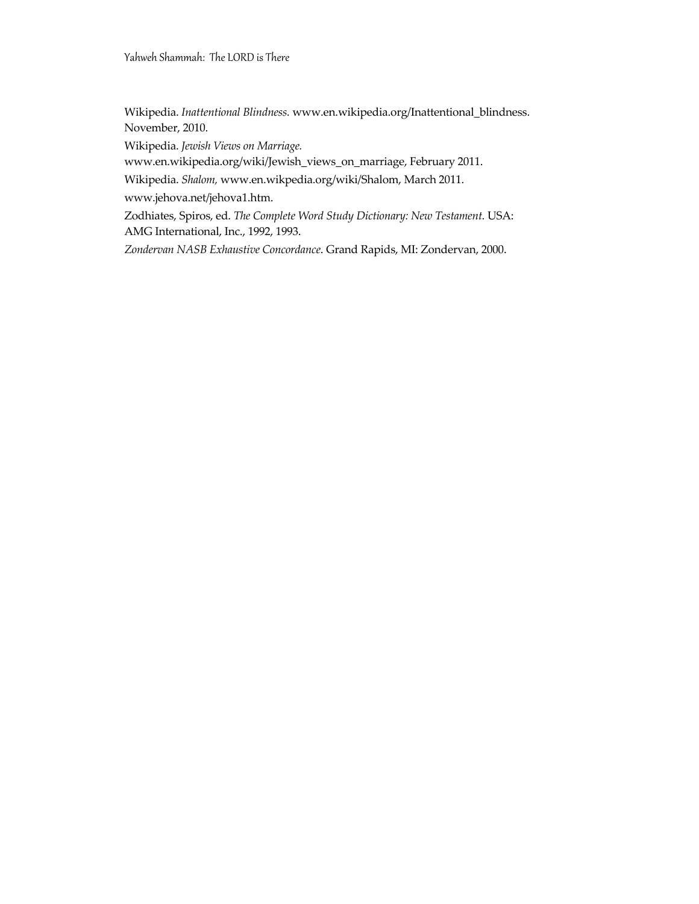Wikipedia. *Inattentional Blindness.* www.en.wikipedia.org/Inattentional_blindness. November, 2010.

Wikipedia. *Jewish Views on Marriage.* www.en.wikipedia.org/wiki/Jewish_views_on_marriage, February 2011.

Wikipedia. *Shalom,* www.en.wikpedia.org/wiki/Shalom, March 2011.

www.jehova.net/jehova1.htm.

Zodhiates, Spiros, ed. *The Complete Word Study Dictionary: New Testament.* USA: AMG International, Inc., 1992, 1993.

*Zondervan NASB Exhaustive Concordance*. Grand Rapids, MI: Zondervan, 2000.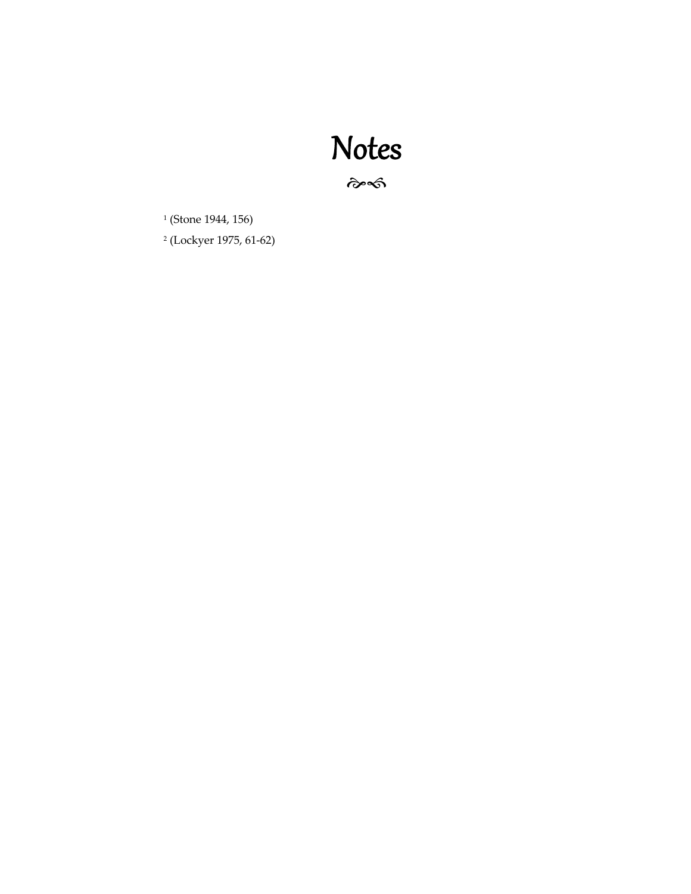# Notes

[1] (Stone 1944, 156)

[2] (Lockyer 1975, 61-62)